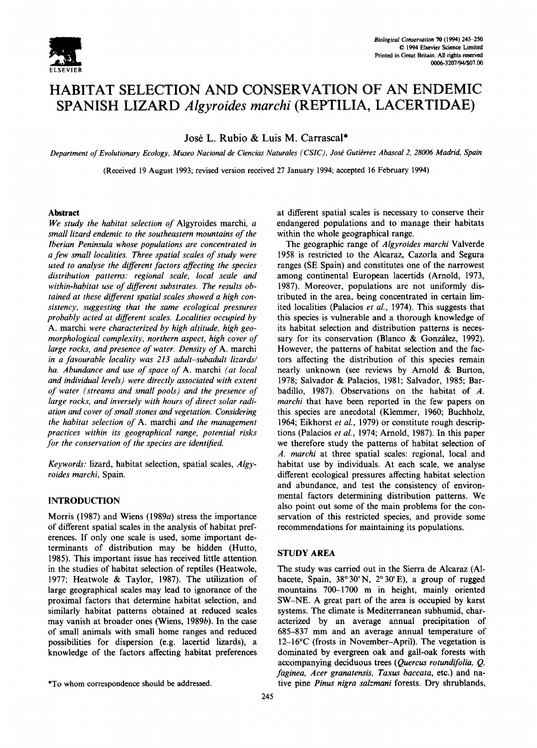# HABITAT SELECTION AND CONSERVATION OF AN ENDEMIC SPANISH LIZARD *Algyroides marchi* (REPTILIA, LACERTIDAE)

José L. Rubio & Luis M. Carrascal*

*Department of Evolutionary Ecology, Museo Nacional de Ciencias Naturales (CSIC), José Gutiérrez Abascal 2, 28006 Madrid, Spain*

(Received 19 August 1993; revised version received 27 January 1994; accepted 16 February 1994)

## Abstract

*We study the habitat selection of* Algyroides marchi, *a small lizard endemic to the southeastern mountains of the Iberian Peninsula whose populations are concentrated in a few small localities. Three spatial scales of study were used to analyse the different factors affecting the species distribution patterns: regional scale, local scale and within-habitat use of different substrates. The results obtained at these different spatial scales showed a high consistency, suggesting that the same ecological pressures probably acted at different scales. Localities occupied by* A. marchi *were characterized by high altitude, high geomorphological complexity, northern aspect, high cover of large rocks, and presence of water. Density of* A. marchi *in a favourable locality was 213 adult–subadult lizards/ha. Abundance and use of space of* A. marchi *(at local and individual levels) were directly associated with extent of water (streams and small pools) and the presence of large rocks, and inversely with hours of direct solar radiation and cover of small stones and vegetation. Considering the habitat selection of* A. marchi *and the management practices within its geographical range, potential risks for the conservation of the species are identified.*

*Keywords:* lizard, habitat selection, spatial scales, *Algyroides marchi*, Spain.

## INTRODUCTION

Morris (1987) and Wiens (1989*a*) stress the importance of different spatial scales in the analysis of habitat preferences. If only one scale is used, some important determinants of distribution may be hidden (Hutto, 1985). This important issue has received little attention in the studies of habitat selection of reptiles (Heatwole, 1977; Heatwole & Taylor, 1987). The utilization of large geographical scales may lead to ignorance of the proximal factors that determine habitat selection, and similarly habitat patterns obtained at reduced scales may vanish at broader ones (Wiens, 1989*b*). In the case of small animals with small home ranges and reduced possibilities for dispersion (e.g. lacertid lizards), a knowledge of the factors affecting habitat preferences at different spatial scales is necessary to conserve their endangered populations and to manage their habitats within the whole geographical range.

The geographic range of *Algyroides marchi* Valverde 1958 is restricted to the Alcaraz, Cazorla and Segura ranges (SE Spain) and constitutes one of the narrowest among continental European lacertids (Arnold, 1973, 1987). Moreover, populations are not uniformly distributed in the area, being concentrated in certain limited localities (Palacios *et al.*, 1974). This suggests that this species is vulnerable and a thorough knowledge of its habitat selection and distribution patterns is necessary for its conservation (Blanco & González, 1992). However, the patterns of habitat selection and the factors affecting the distribution of this species remain nearly unknown (see reviews by Arnold & Burton, 1978; Salvador & Palacios, 1981; Salvador, 1985; Barbadillo, 1987). Observations on the habitat of *A. marchi* that have been reported in the few papers on this species are anecdotal (Klemmer, 1960; Buchholz, 1964; Eikhorst *et al.*, 1979) or constitute rough descriptions (Palacios *et al.*, 1974; Arnold, 1987). In this paper we therefore study the patterns of habitat selection of *A. marchi* at three spatial scales: regional, local and habitat use by individuals. At each scale, we analyse different ecological pressures affecting habitat selection and abundance, and test the consistency of environmental factors determining distribution patterns. We also point out some of the main problems for the conservation of this restricted species, and provide some recommendations for maintaining its populations.

## STUDY AREA

The study was carried out in the Sierra de Alcaraz (Albacete, Spain, 38°30'N, 2°30'E), a group of rugged mountains 700–1700 m in height, mainly oriented SW–NE. A great part of the area is occupied by karst systems. The climate is Mediterranean subhumid, characterized by an average annual precipitation of 685–837 mm and an average annual temperature of 12–16°C (frosts in November–April). The vegetation is dominated by evergreen oak and gall-oak forests with accompanying deciduous trees (*Quercus rotundifolia, Q. faginea, Acer granatensis, Taxus baccata*, etc.) and native pine *Pinus nigra salzmani* forests. Dry shrublands,

*To whom correspondence should be addressed.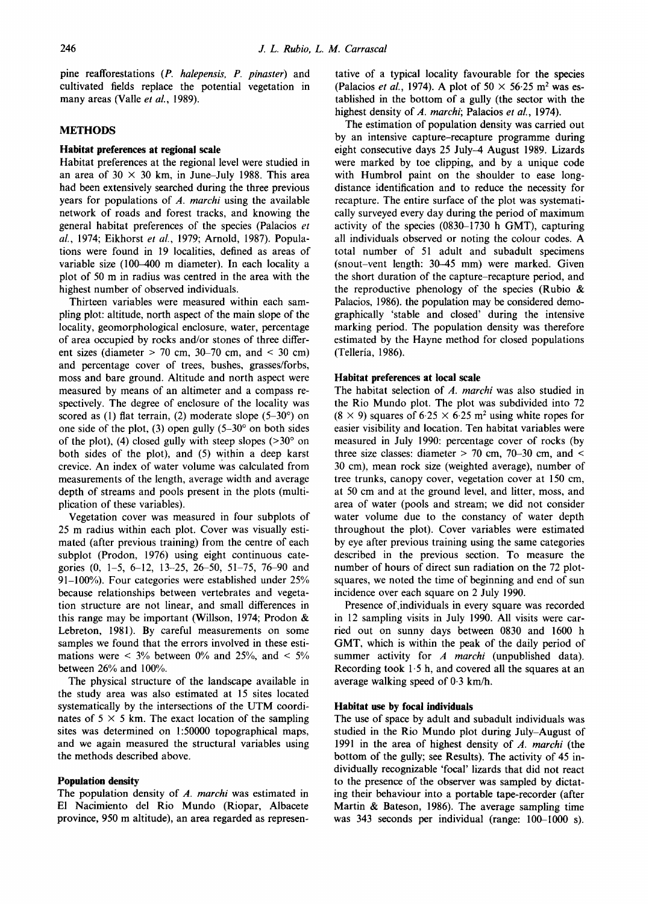pine reafforestations (*P. halepensis, P. pinaster*) and cultivated fields replace the potential vegetation in many areas (Valle *et al.*, 1989).

## METHODS

### Habitat preferences at regional scale

Habitat preferences at the regional level were studied in an area of 30 × 30 km, in June–July 1988. This area had been extensively searched during the three previous years for populations of *A. marchi* using the available network of roads and forest tracks, and knowing the general habitat preferences of the species (Palacios *et al.*, 1974; Eikhorst *et al.*, 1979; Arnold, 1987). Populations were found in 19 localities, defined as areas of variable size (100–400 m diameter). In each locality a plot of 50 m in radius was centred in the area with the highest number of observed individuals.

Thirteen variables were measured within each sampling plot: altitude, north aspect of the main slope of the locality, geomorphological enclosure, water, percentage of area occupied by rocks and/or stones of three different sizes (diameter > 70 cm, 30–70 cm, and < 30 cm) and percentage cover of trees, bushes, grasses/forbs, moss and bare ground. Altitude and north aspect were measured by means of an altimeter and a compass respectively. The degree of enclosure of the locality was scored as (1) flat terrain, (2) moderate slope (5–30°) on one side of the plot, (3) open gully (5–30° on both sides of the plot), (4) closed gully with steep slopes (>30° on both sides of the plot), and (5) within a deep karst crevice. An index of water volume was calculated from measurements of the length, average width and average depth of streams and pools present in the plots (multiplication of these variables).

Vegetation cover was measured in four subplots of 25 m radius within each plot. Cover was visually estimated (after previous training) from the centre of each subplot (Prodon, 1976) using eight continuous categories (0, 1–5, 6–12, 13–25, 26–50, 51–75, 76–90 and 91–100%). Four categories were established under 25% because relationships between vertebrates and vegetation structure are not linear, and small differences in this range may be important (Willson, 1974; Prodon & Lebreton, 1981). By careful measurements on some samples we found that the errors involved in these estimations were < 3% between 0% and 25%, and < 5% between 26% and 100%.

The physical structure of the landscape available in the study area was also estimated at 15 sites located systematically by the intersections of the UTM coordinates of 5 × 5 km. The exact location of the sampling sites was determined on 1:50000 topographical maps, and we again measured the structural variables using the methods described above.

### Population density

The population density of *A. marchi* was estimated in El Nacimiento del Rio Mundo (Riopar, Albacete province, 950 m altitude), an area regarded as representative of a typical locality favourable for the species (Palacios *et al.*, 1974). A plot of 50 × 56·25 m² was established in the bottom of a gully (the sector with the highest density of *A. marchi*; Palacios *et al.*, 1974).

The estimation of population density was carried out by an intensive capture–recapture programme during eight consecutive days 25 July–4 August 1989. Lizards were marked by toe clipping, and by a unique code with Humbrol paint on the shoulder to ease long-distance identification and to reduce the necessity for recapture. The entire surface of the plot was systematically surveyed every day during the period of maximum activity of the species (0830–1730 h GMT), capturing all individuals observed or noting the colour codes. A total number of 51 adult and subadult specimens (snout–vent length: 30–45 mm) were marked. Given the short duration of the capture–recapture period, and the reproductive phenology of the species (Rubio & Palacios, 1986). the population may be considered demographically 'stable and closed' during the intensive marking period. The population density was therefore estimated by the Hayne method for closed populations (Tellería, 1986).

### Habitat preferences at local scale

The habitat selection of *A. marchi* was also studied in the Rio Mundo plot. The plot was subdivided into 72 (8 × 9) squares of 6·25 × 6·25 m² using white ropes for easier visibility and location. Ten habitat variables were measured in July 1990: percentage cover of rocks (by three size classes: diameter > 70 cm, 70–30 cm, and < 30 cm), mean rock size (weighted average), number of tree trunks, canopy cover, vegetation cover at 150 cm, at 50 cm and at the ground level, and litter, moss, and area of water (pools and stream; we did not consider water volume due to the constancy of water depth throughout the plot). Cover variables were estimated by eye after previous training using the same categories described in the previous section. To measure the number of hours of direct sun radiation on the 72 plot-squares, we noted the time of beginning and end of sun incidence over each square on 2 July 1990.

Presence of individuals in every square was recorded in 12 sampling visits in July 1990. All visits were carried out on sunny days between 0830 and 1600 h GMT, which is within the peak of the daily period of summer activity for *A marchi* (unpublished data). Recording took 1·5 h, and covered all the squares at an average walking speed of 0·3 km/h.

### Habitat use by focal individuals

The use of space by adult and subadult individuals was studied in the Rio Mundo plot during July–August of 1991 in the area of highest density of *A. marchi* (the bottom of the gully; see Results). The activity of 45 individually recognizable 'focal' lizards that did not react to the presence of the observer was sampled by dictating their behaviour into a portable tape-recorder (after Martin & Bateson, 1986). The average sampling time was 343 seconds per individual (range: 100–1000 s).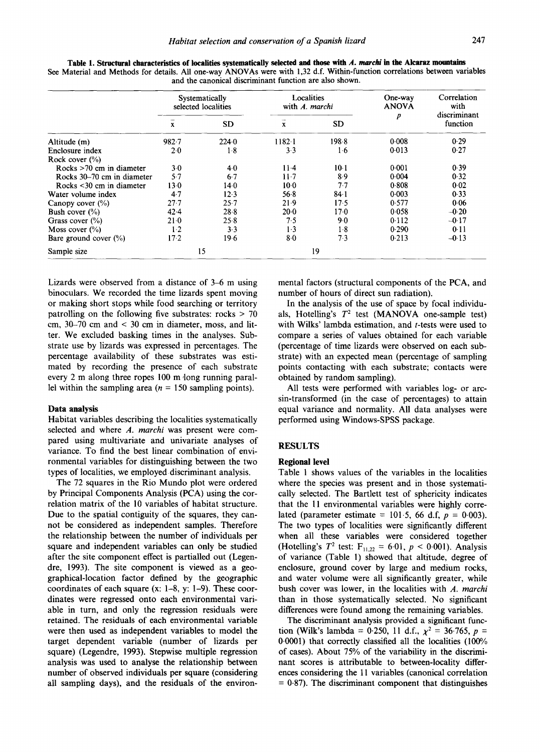**Table 1. Structural characteristics of localities systematically selected and those with *A. marchi* in the Alcaraz mountains**

See Material and Methods for details. All one-way ANOVAs were with 1,32 d.f. Within-function correlations between variables and the canonical discriminant function are also shown.

| | Systematically selected localities | | Localities with *A. marchi* | | One-way ANOVA | Correlation with discriminant function |
|---|---|---|---|---|---|---|
| | $\bar{x}$ | SD | $\bar{x}$ | SD | $p$ | |
| Altitude (m) | 982·7 | 224·0 | 1182·1 | 198·8 | 0·008 | 0·29 |
| Enclosure index | 2·0 | 1·8 | 3·3 | 1·6 | 0·013 | 0·27 |
| Rock cover (%) | | | | | | |
| Rocks >70 cm in diameter | 3·0 | 4·0 | 11·4 | 10·1 | 0·001 | 0·39 |
| Rocks 30–70 cm in diameter | 5·7 | 6·7 | 11·7 | 8·9 | 0·004 | 0·32 |
| Rocks <30 cm in diameter | 13·0 | 14·0 | 10·0 | 7·7 | 0·808 | 0·02 |
| Water volume index | 4·7 | 12·3 | 56·8 | 84·1 | 0·003 | 0·33 |
| Canopy cover (%) | 27·7 | 25·7 | 21·9 | 17·5 | 0·577 | 0·06 |
| Bush cover (%) | 42·4 | 28·8 | 20·0 | 17·0 | 0·058 | −0·20 |
| Grass cover (%) | 21·0 | 25·8 | 7·5 | 9·0 | 0·112 | −0·17 |
| Moss cover (%) | 1·2 | 3·3 | 1·3 | 1·8 | 0·290 | 0·11 |
| Bare ground cover (%) | 17·2 | 19·6 | 8·0 | 7·3 | 0·213 | −0·13 |
| Sample size | 15 | | 19 | | | |

Lizards were observed from a distance of 3–6 m using binoculars. We recorded the time lizards spent moving or making short stops while food searching or territory patrolling on the following five substrates: rocks > 70 cm, 30–70 cm and < 30 cm in diameter, moss, and litter. We excluded basking times in the analyses. Substrate use by lizards was expressed in percentages. The percentage availability of these substrates was estimated by recording the presence of each substrate every 2 m along three ropes 100 m long running parallel within the sampling area ($n$ = 150 sampling points).

### Data analysis

Habitat variables describing the localities systematically selected and where *A. marchi* was present were compared using multivariate and univariate analyses of variance. To find the best linear combination of environmental variables for distinguishing between the two types of localities, we employed discriminant analysis.

The 72 squares in the Rio Mundo plot were ordered by Principal Components Analysis (PCA) using the correlation matrix of the 10 variables of habitat structure. Due to the spatial contiguity of the squares, they cannot be considered as independent samples. Therefore the relationship between the number of individuals per square and independent variables can only be studied after the site component effect is partialled out (Legendre, 1993). The site component is viewed as a geographical-location factor defined by the geographic coordinates of each square (x: 1–8, y: 1–9). These coordinates were regressed onto each environmental variable in turn, and only the regression residuals were retained. The residuals of each environmental variable were then used as independent variables to model the target dependent variable (number of lizards per square) (Legendre, 1993). Stepwise multiple regression analysis was used to analyse the relationship between number of observed individuals per square (considering all sampling days), and the residuals of the environmental factors (structural components of the PCA, and number of hours of direct sun radiation).

In the analysis of the use of space by focal individuals, Hotelling's $T^2$ test (MANOVA one-sample test) with Wilks' lambda estimation, and $t$-tests were used to compare a series of values obtained for each variable (percentage of time lizards were observed on each substrate) with an expected mean (percentage of sampling points contacting with each substrate; contacts were obtained by random sampling).

All tests were performed with variables log- or arcsin-transformed (in the case of percentages) to attain equal variance and normality. All data analyses were performed using Windows-SPSS package.

## RESULTS

### Regional level

Table 1 shows values of the variables in the localities where the species was present and in those systematically selected. The Bartlett test of sphericity indicates that the 11 environmental variables were highly correlated (parameter estimate = 101·5, 66 d.f, $p$ = 0·003). The two types of localities were significantly different when all these variables were considered together (Hotelling's $T^2$ test: $F_{11,22}$ = 6·01, $p$ < 0·001). Analysis of variance (Table 1) showed that altitude, degree of enclosure, ground cover by large and medium rocks, and water volume were all significantly greater, while bush cover was lower, in the localities with *A. marchi* than in those systematically selected. No significant differences were found among the remaining variables.

The discriminant analysis provided a significant function (Wilk's lambda = 0·250, 11 d.f., $\chi^2$ = 36·765, $p$ = 0·0001) that correctly classified all the localities (100% of cases). About 75% of the variability in the discriminant scores is attributable to between-locality differences considering the 11 variables (canonical correlation = 0·87). The discriminant component that distinguishes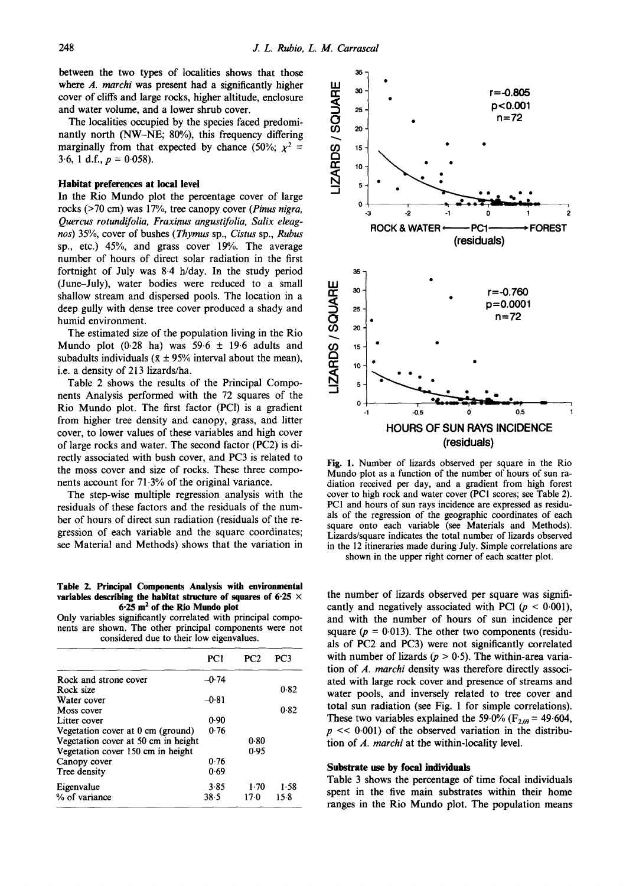between the two types of localities shows that those where *A. marchi* was present had a significantly higher cover of cliffs and large rocks, higher altitude, enclosure and water volume, and a lower shrub cover.

The localities occupied by the species faced predominantly north (NW–NE; 80%), this frequency differing marginally from that expected by chance (50%; $\chi^2 = 3{\cdot}6$, 1 d.f., $p = 0{\cdot}058$).

### Habitat preferences at local level

In the Rio Mundo plot the percentage cover of large rocks (>70 cm) was 17%, tree canopy cover (*Pinus nigra, Quercus rotundifolia, Fraxinus angustifolia, Salix eleagnos*) 35%, cover of bushes (*Thymus* sp., *Cistus* sp., *Rubus* sp., etc.) 45%, and grass cover 19%. The average number of hours of direct solar radiation in the first fortnight of July was 8·4 h/day. In the study period (June–July), water bodies were reduced to a small shallow stream and dispersed pools. The location in a deep gully with dense tree cover produced a shady and humid environment.

The estimated size of the population living in the Rio Mundo plot (0·28 ha) was 59·6 ± 19·6 adults and subadults individuals ($\bar{x}$ ± 95% interval about the mean), i.e. a density of 213 lizards/ha.

Table 2 shows the results of the Principal Components Analysis performed with the 72 squares of the Rio Mundo plot. The first factor (PCl) is a gradient from higher tree density and canopy, grass, and litter cover, to lower values of these variables and high cover of large rocks and water. The second factor (PC2) is directly associated with bush cover, and PC3 is related to the moss cover and size of rocks. These three components account for 71·3% of the original variance.

The step-wise multiple regression analysis with the residuals of these factors and the residuals of the number of hours of direct sun radiation (residuals of the regression of each variable and the square coordinates; see Material and Methods) shows that the variation in the number of lizards observed per square was significantly and negatively associated with PCl ($p < 0{\cdot}001$), and with the number of hours of sun incidence per square ($p = 0{\cdot}013$). The other two components (residuals of PC2 and PC3) were not significantly correlated with number of lizards ($p > 0{\cdot}5$). The within-area variation of *A. marchi* density was therefore directly associated with large rock cover and presence of streams and water pools, and inversely related to tree cover and total sun radiation (see Fig. 1 for simple correlations). These two variables explained the 59·0% ($F_{2,69} = 49{\cdot}604$, $p << 0{\cdot}001$) of the observed variation in the distribution of *A. marchi* at the within-locality level.

**Table 2. Principal Components Analysis with environmental variables describing the habitat structure of squares of 6·25 × 6·25 m² of the Rio Mundo plot**

Only variables significantly correlated with principal components are shown. The other principal components were not considered due to their low eigenvalues.

| | PC1 | PC2 | PC3 |
|---|---|---|---|
| Rock and strone cover | −0·74 | | |
| Rock size | | | 0·82 |
| Water cover | −0·81 | | |
| Moss cover | | | 0·82 |
| Litter cover | 0·90 | | |
| Vegetation cover at 0 cm (ground) | 0·76 | | |
| Vegetation cover at 50 cm in height | | 0·80 | |
| Vegetation cover 150 cm in height | | 0·95 | |
| Canopy cover | 0·76 | | |
| Tree density | 0·69 | | |
| Eigenvalue | 3·85 | 1·70 | 1·58 |
| % of variance | 38·5 | 17·0 | 15·8 |

**Fig. 1.** Number of lizards observed per square in the Rio Mundo plot as a function of the number of hours of sun radiation received per day, and a gradient from high forest cover to high rock and water cover (PC1 scores; see Table 2). PC1 and hours of sun rays incidence are expressed as residuals of the regression of the geographic coordinates of each square onto each variable (see Materials and Methods). Lizards/square indicates the total number of lizards observed in the 12 itineraries made during July. Simple correlations are shown in the upper right corner of each scatter plot.

### Substrate use by focal individuals

Table 3 shows the percentage of time focal individuals spent in the five main substrates within their home ranges in the Rio Mundo plot. The population means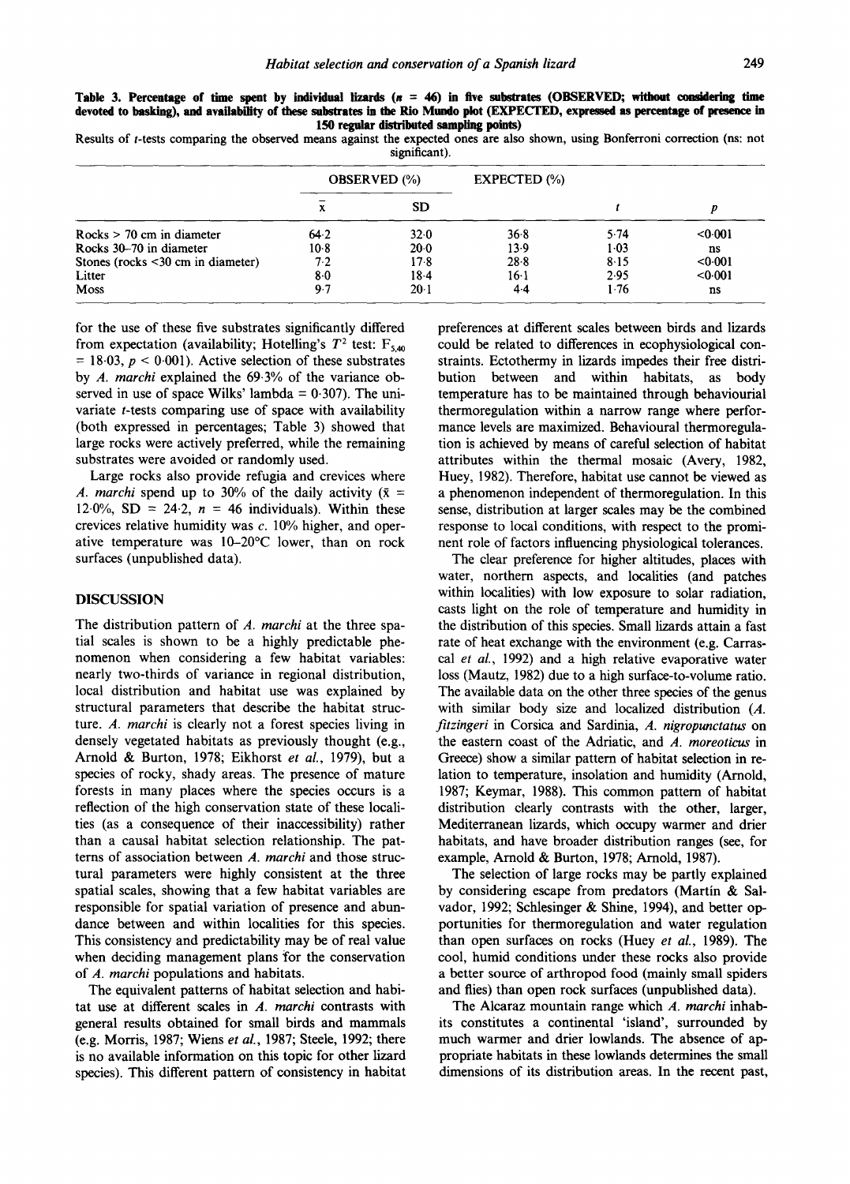**Table 3. Percentage of time spent by individual lizards ($n$ = 46) in five substrates (OBSERVED; without considering time devoted to basking), and availability of these substrates in the Rio Mundo plot (EXPECTED, expressed as percentage of presence in 150 regular distributed sampling points)**

Results of $t$-tests comparing the observed means against the expected ones are also shown, using Bonferroni correction (ns: not significant).

| | OBSERVED (%) | | EXPECTED (%) | | |
|---|---|---|---|---|---|
| | $\bar{x}$ | SD | | $t$ | $p$ |
| Rocks > 70 cm in diameter | 64·2 | 32·0 | 36·8 | 5·74 | <0·001 |
| Rocks 30–70 in diameter | 10·8 | 20·0 | 13·9 | 1·03 | ns |
| Stones (rocks <30 cm in diameter) | 7·2 | 17·8 | 28·8 | 8·15 | <0·001 |
| Litter | 8·0 | 18·4 | 16·1 | 2·95 | <0·001 |
| Moss | 9·7 | 20·1 | 4·4 | 1·76 | ns |

for the use of these five substrates significantly differed from expectation (availability; Hotelling's $T^2$ test: $F_{5,40}$ = 18·03, $p$ < 0·001). Active selection of these substrates by *A. marchi* explained the 69·3% of the variance observed in use of space Wilks' lambda = 0·307). The univariate $t$-tests comparing use of space with availability (both expressed in percentages; Table 3) showed that large rocks were actively preferred, while the remaining substrates were avoided or randomly used.

Large rocks also provide refugia and crevices where *A. marchi* spend up to 30% of the daily activity ($\bar{x}$ = 12·0%, SD = 24·2, $n$ = 46 individuals). Within these crevices relative humidity was *c.* 10% higher, and operative temperature was 10–20°C lower, than on rock surfaces (unpublished data).

## DISCUSSION

The distribution pattern of *A. marchi* at the three spatial scales is shown to be a highly predictable phenomenon when considering a few habitat variables: nearly two-thirds of variance in regional distribution, local distribution and habitat use was explained by structural parameters that describe the habitat structure. *A. marchi* is clearly not a forest species living in densely vegetated habitats as previously thought (e.g., Arnold & Burton, 1978; Eikhorst *et al.*, 1979), but a species of rocky, shady areas. The presence of mature forests in many places where the species occurs is a reflection of the high conservation state of these localities (as a consequence of their inaccessibility) rather than a causal habitat selection relationship. The patterns of association between *A. marchi* and those structural parameters were highly consistent at the three spatial scales, showing that a few habitat variables are responsible for spatial variation of presence and abundance between and within localities for this species. This consistency and predictability may be of real value when deciding management plans for the conservation of *A. marchi* populations and habitats.

The equivalent patterns of habitat selection and habitat use at different scales in *A. marchi* contrasts with general results obtained for small birds and mammals (e.g. Morris, 1987; Wiens *et al.*, 1987; Steele, 1992; there is no available information on this topic for other lizard species). This different pattern of consistency in habitat preferences at different scales between birds and lizards could be related to differences in ecophysiological constraints. Ectothermy in lizards impedes their free distribution between and within habitats, as body temperature has to be maintained through behaviourial thermoregulation within a narrow range where performance levels are maximized. Behavioural thermoregulation is achieved by means of careful selection of habitat attributes within the thermal mosaic (Avery, 1982, Huey, 1982). Therefore, habitat use cannot be viewed as a phenomenon independent of thermoregulation. In this sense, distribution at larger scales may be the combined response to local conditions, with respect to the prominent role of factors influencing physiological tolerances.

The clear preference for higher altitudes, places with water, northern aspects, and localities (and patches within localities) with low exposure to solar radiation, casts light on the role of temperature and humidity in the distribution of this species. Small lizards attain a fast rate of heat exchange with the environment (e.g. Carrascal *et al.*, 1992) and a high relative evaporative water loss (Mautz, 1982) due to a high surface-to-volume ratio. The available data on the other three species of the genus with similar body size and localized distribution (*A. fitzingeri* in Corsica and Sardinia, *A. nigropunctatus* on the eastern coast of the Adriatic, and *A. moreoticus* in Greece) show a similar pattern of habitat selection in relation to temperature, insolation and humidity (Arnold, 1987; Keymar, 1988). This common pattern of habitat distribution clearly contrasts with the other, larger, Mediterranean lizards, which occupy warmer and drier habitats, and have broader distribution ranges (see, for example, Arnold & Burton, 1978; Arnold, 1987).

The selection of large rocks may be partly explained by considering escape from predators (Martín & Salvador, 1992; Schlesinger & Shine, 1994), and better opportunities for thermoregulation and water regulation than open surfaces on rocks (Huey *et al.*, 1989). The cool, humid conditions under these rocks also provide a better source of arthropod food (mainly small spiders and flies) than open rock surfaces (unpublished data).

The Alcaraz mountain range which *A. marchi* inhabits constitutes a continental 'island', surrounded by much warmer and drier lowlands. The absence of appropriate habitats in these lowlands determines the small dimensions of its distribution areas. In the recent past,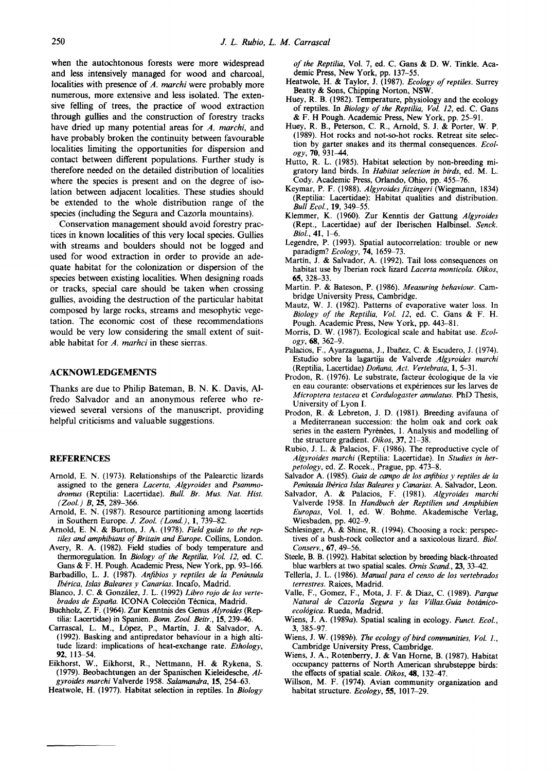when the autochtonous forests were more widespread and less intensively managed for wood and charcoal, localities with presence of *A. marchi* were probably more numerous, more extensive and less isolated. The extensive felling of trees, the practice of wood extraction through gullies and the construction of forestry tracks have dried up many potential areas for *A. marchi*, and have probably broken the continuity between favourable localities limiting the opportunities for dispersion and contact between different populations. Further study is therefore needed on the detailed distribution of localities where the species is present and on the degree of isolation between adjacent localities. These studies should be extended to the whole distribution range of the species (including the Segura and Cazorla mountains).

Conservation management should avoid forestry practices in known localities of this very local species. Gullies with streams and boulders should not be logged and used for wood extraction in order to provide an adequate habitat for the colonization or dispersion of the species between existing localities. When designing roads or tracks, special care should be taken when crossing gullies, avoiding the destruction of the particular habitat composed by large rocks, streams and mesophytic vegetation. The economic cost of these recommendations would be very low considering the small extent of suitable habitat for *A. marhci* in these sierras.

## ACKNOWLEDGEMENTS

Thanks are due to Philip Bateman, B. N. K. Davis, Alfredo Salvador and an anonymous referee who reviewed several versions of the manuscript, providing helpful criticisms and valuable suggestions.

## REFERENCES

Arnold, E. N. (1973). Relationships of the Palearctic lizards assigned to the genera *Lacerta, Algyroides* and *Psammodromus* (Reptilia: Lacertidae). *Bull. Br. Mus. Nat. Hist. (Zool.) B*, **25**, 289–366.

Arnold, E. N. (1987). Resource partitioning among lacertids in Southern Europe. *J. Zool. (Lond.)*, **1**, 739–82.

Arnold, E. N. & Burton, J. A. (1978). *Field guide to the reptiles and amphibians of Britain and Europe*. Collins, London.

Avery, R. A. (1982). Field studies of body temperature and thermoregulation. In *Biology of the Reptilia, Vol. 12*, ed. C. Gans & F. H. Pough. Academic Press, New York, pp. 93–166.

Barbadillo, L. J. (1987). *Anfibios y reptiles de la Peninsula Ibérica, Islas Baleares y Canarias*. Incafo, Madrid.

Blanco, J. C. & González, J. L. (1992) *Libro rojo de los vertebrados de España*. ICONA Colección Técnica, Madrid.

Buchholz, Z. F. (1964). Zur Kenntnis des Genus *Alyroides* (Reptilia: Lacertidae) in Spanien. *Bonn. Zool. Beitr.*, **15**, 239–46.

Carrascal, L. M., López, P., Martín, J. & Salvador, A. (1992). Basking and antipredator behaviour in a high altitude lizard: implications of heat-exchange rate. *Ethology*, **92**, 113–54.

Eikhorst, W., Eikhorst, R., Nettmann, H. & Rykena, S. (1979). Beobachtungen an der Spanischen Kieleidesche, *Algyroides marchi* Valverde 1958. *Salamandra*, **15**, 254–63.

Heatwole, H. (1977). Habitat selection in reptiles. In *Biology of the Reptilia*, Vol. 7, ed. C. Gans & D. W. Tinkle. Academic Press, New York, pp. 137–55.

Heatwole, H. & Taylor, J. (1987). *Ecology of reptiles*. Surrey Beatty & Sons, Chipping Norton, NSW.

Huey, R. B. (1982). Temperature, physiology and the ecology of reptiles. In *Biology of the Reptilia, Vol. 12*, ed. C. Gans & F. H Pough. Academic Press, New York, pp. 25–91.

Huey, R. B., Peterson, C. R., Arnold, S. J. & Porter, W. P. (1989). Hot rocks and not-so-hot rocks. Retreat site selection by garter snakes and its thermal consequences. *Ecology*, **70**, 931–44.

Hutto, R. L. (1985). Habitat selection by non-breeding migratory land birds. In *Habitat selection in birds*, ed. M. L. Cody. Academic Press, Orlando, Ohio, pp. 455–76.

Keymar, P. F. (1988). *Algyroides fitzingeri* (Wiegmann, 1834) (Reptilia: Lacertidae): Habitat qualities and distribution. *Bull Ecol.*, **19**, 349–55.

Klemmer, K. (1960). Zur Kenntis der Gattung *Algyroides* (Rept., Lacertidae) auf der Iberischen Halbinsel. *Senck. Biol.*, **41**, 1–6.

Legendre, P. (1993). Spatial autocorrelation: trouble or new paradigm? *Ecology*, **74**, 1659–73.

Martín, J. & Salvador, A. (1992). Tail loss consequences on habitat use by Iberian rock lizard *Lacerta monticola*. *Oikos*, **65**, 328–33.

Martin. P. & Bateson, P. (1986). *Measuring behaviour*. Cambridge University Press, Cambridge.

Mautz, W. J. (1982). Patterns of evaporative water loss. In *Biology of the Reptilia, Vol. 12*, ed. C. Gans & F. H. Pough. Academic Press, New York, pp. 443–81.

Morris, D. W. (1987). Ecological scale and habitat use. *Ecology*, **68**, 362–9.

Palacios, F., Ayarzaguena, J., Ibañez, C. & Escudero, J. (1974). Estudio sobre la lagartija de Valverde *Algyroides marchi* (Reptilia, Lacertidae) *Doñana, Act. Vertebrata*, **1**, 5–31.

Prodon, R. (1976). Le substrate, facteur écologique de la vie en eau courante: observations et expériences sur les larves de *Microptera testacea* et *Cordulogaster annulatus*. PhD Thesis, University of Lyon I.

Prodon, R. & Lebreton, J. D. (1981). Breeding avifauna of a Mediterranean succession: the holm oak and cork oak series in the eastern Pyrénées, 1. Analysis and modelling of the structure gradient. *Oikos*, **37**, 21–38.

Rubio, J. L. & Palacios, F. (1986). The reproductive cycle of *Algyroides marchi* (Reptilia: Lacertidae). In *Studies in herpetology*, ed. Z. Rocek., Prague, pp. 473–8.

Salvador A. (1985). *Guia de campo de los anfibios y reptiles de la Península Ibérica Islas Baleares y Canarias*. A. Salvador, Leon.

Salvador, A. & Palacios, F. (1981). *Algyroides marchi* Valverde 1958. In *Handbuch der Reptilien und Amphibien Europas*, Vol. 1, ed. W. Bohme. Akademische Verlag, Wiesbaden, pp. 402–9.

Schlesinger, A. & Shine, R. (1994). Choosing a rock: perspectives of a bush-rock collector and a saxicolous lizard. *Biol. Conserv.*, **67**, 49–56.

Steele, B. B. (1992). Habitat selection by breeding black-throated blue warblers at two spatial scales. *Ornis Scand.*, **23**, 33–42.

Tellería, J. L. (1986). *Manual para el censo de los vertebrados terrestres*. Raices, Madrid.

Valle, F., Gomez, F., Mota, J. F. & Diaz, C. (1989). *Parque Natural de Cazorla Segura y las Villas.Guia botánico-ecológica*. Rueda, Madrid.

Wiens, J. A. (1989*a*). Spatial scaling in ecology. *Funct. Ecol.*, **3**, 385–97.

Wiens, J. W. (1989*b*). *The ecology of bird communities, Vol. 1.*, Cambridge University Press, Cambridge.

Wiens, J. A., Rotenberry, J. & Van Horne, B. (1987). Habitat occupancy patterns of North American shrubsteppe birds: the effects of spatial scale. *Oikos*, **48**, 132–47.

Willson, M. F. (1974). Avian community organization and habitat structure. *Ecology*, **55**, 1017–29.